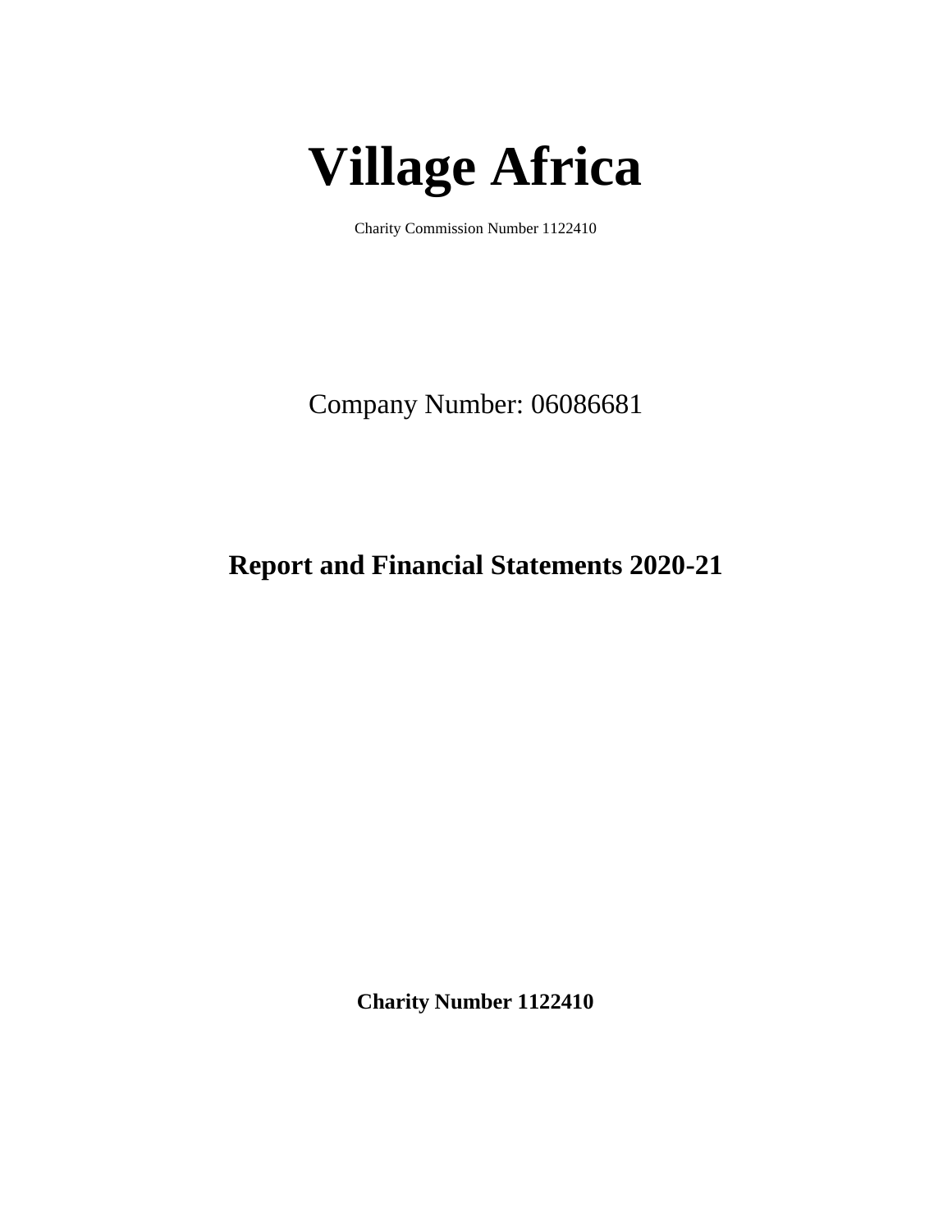# Village Africa

Charity Commission Number 1122410

Company Number: 06086681

**Report and Financial Statements 2020-21**

**Charity Number 1122410**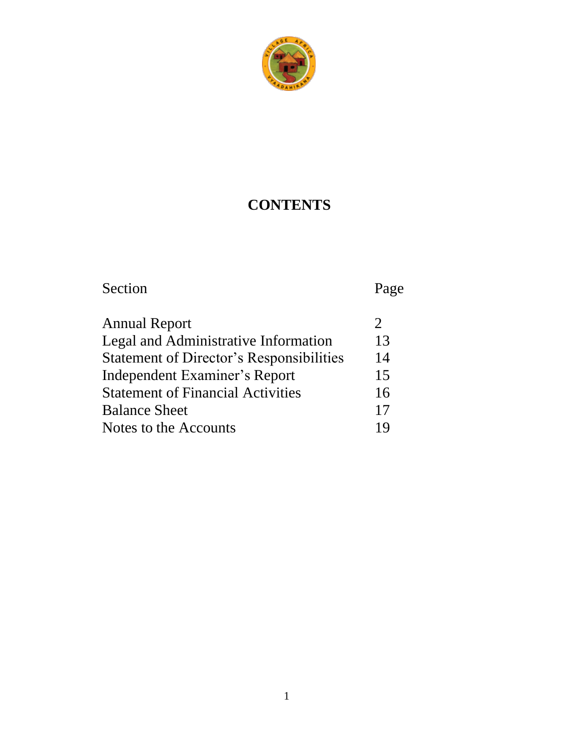# CONTENTS

| Section | Page |
| --- | --- |
| Annual Report | 2 |
| Legal and Administrative Information | 13 |
| Statement of Director's Responsibilities | 14 |
| Independent Examiner's Report | 15 |
| Statement of Financial Activities | 16 |
| Balance Sheet | 17 |
| Notes to the Accounts | 19 |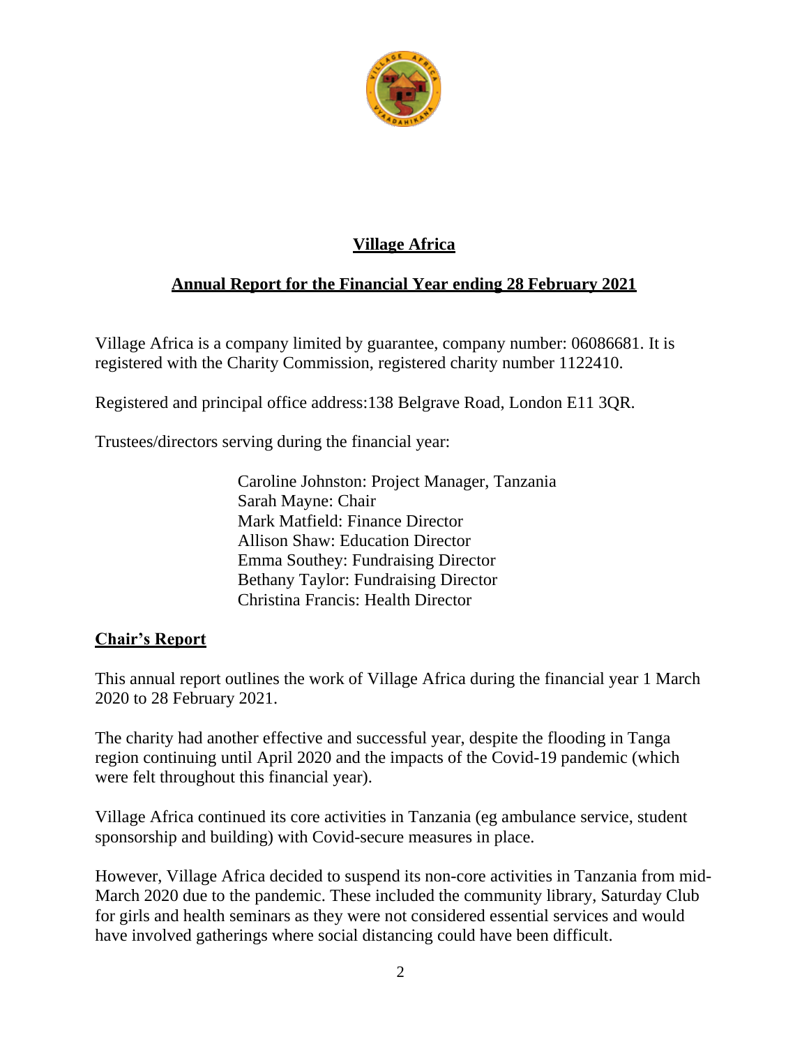# Village Africa

## Annual Report for the Financial Year ending 28 February 2021

Village Africa is a company limited by guarantee, company number: 06086681. It is registered with the Charity Commission, registered charity number 1122410.

Registered and principal office address:138 Belgrave Road, London E11 3QR.

Trustees/directors serving during the financial year:

Caroline Johnston: Project Manager, Tanzania
Sarah Mayne: Chair
Mark Matfield: Finance Director
Allison Shaw: Education Director
Emma Southey: Fundraising Director
Bethany Taylor: Fundraising Director
Christina Francis: Health Director

## Chair's Report

This annual report outlines the work of Village Africa during the financial year 1 March 2020 to 28 February 2021.

The charity had another effective and successful year, despite the flooding in Tanga region continuing until April 2020 and the impacts of the Covid-19 pandemic (which were felt throughout this financial year).

Village Africa continued its core activities in Tanzania (eg ambulance service, student sponsorship and building) with Covid-secure measures in place.

However, Village Africa decided to suspend its non-core activities in Tanzania from mid-March 2020 due to the pandemic. These included the community library, Saturday Club for girls and health seminars as they were not considered essential services and would have involved gatherings where social distancing could have been difficult.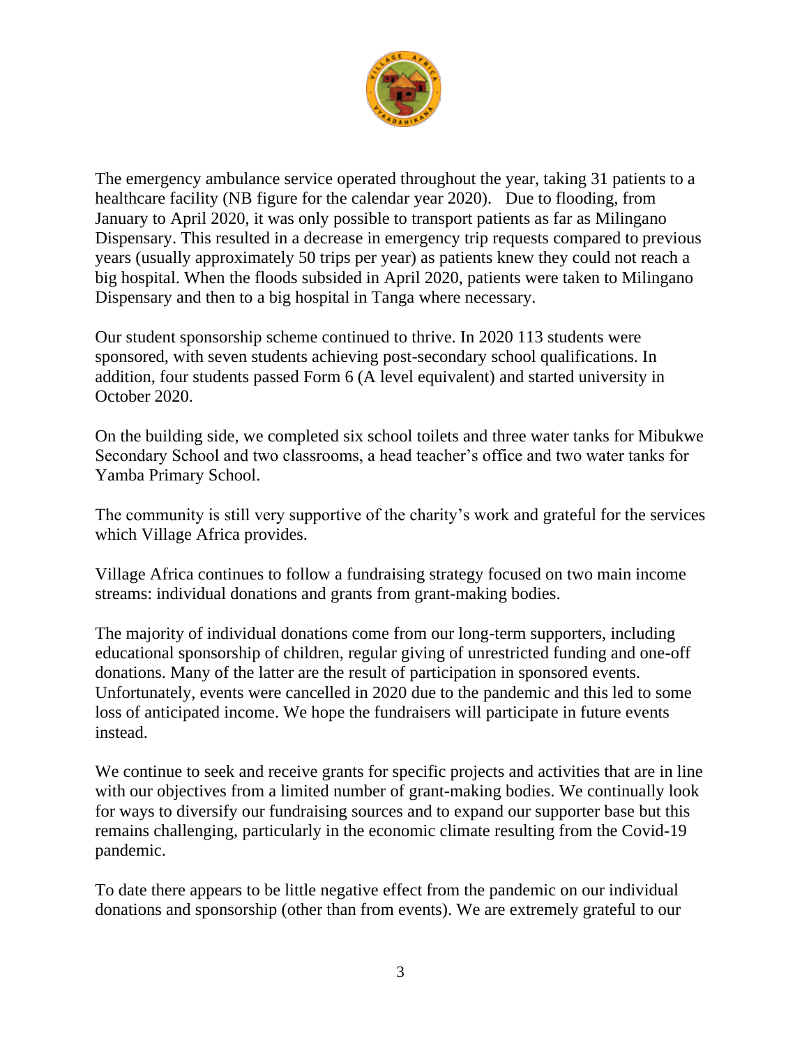The emergency ambulance service operated throughout the year, taking 31 patients to a healthcare facility (NB figure for the calendar year 2020). Due to flooding, from January to April 2020, it was only possible to transport patients as far as Milingano Dispensary. This resulted in a decrease in emergency trip requests compared to previous years (usually approximately 50 trips per year) as patients knew they could not reach a big hospital. When the floods subsided in April 2020, patients were taken to Milingano Dispensary and then to a big hospital in Tanga where necessary.

Our student sponsorship scheme continued to thrive. In 2020 113 students were sponsored, with seven students achieving post-secondary school qualifications. In addition, four students passed Form 6 (A level equivalent) and started university in October 2020.

On the building side, we completed six school toilets and three water tanks for Mibukwe Secondary School and two classrooms, a head teacher's office and two water tanks for Yamba Primary School.

The community is still very supportive of the charity's work and grateful for the services which Village Africa provides.

Village Africa continues to follow a fundraising strategy focused on two main income streams: individual donations and grants from grant-making bodies.

The majority of individual donations come from our long-term supporters, including educational sponsorship of children, regular giving of unrestricted funding and one-off donations. Many of the latter are the result of participation in sponsored events. Unfortunately, events were cancelled in 2020 due to the pandemic and this led to some loss of anticipated income. We hope the fundraisers will participate in future events instead.

We continue to seek and receive grants for specific projects and activities that are in line with our objectives from a limited number of grant-making bodies. We continually look for ways to diversify our fundraising sources and to expand our supporter base but this remains challenging, particularly in the economic climate resulting from the Covid-19 pandemic.

To date there appears to be little negative effect from the pandemic on our individual donations and sponsorship (other than from events). We are extremely grateful to our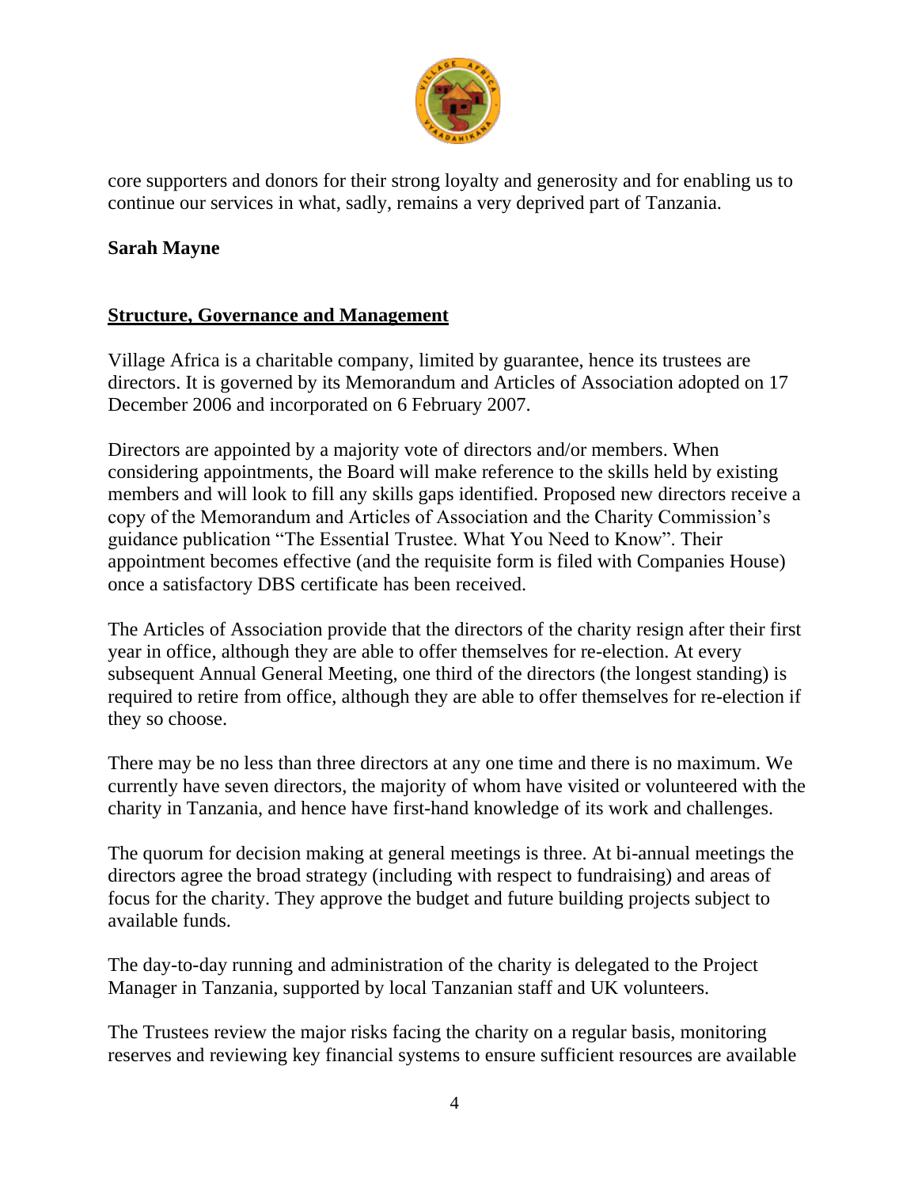core supporters and donors for their strong loyalty and generosity and for enabling us to continue our services in what, sadly, remains a very deprived part of Tanzania.

**Sarah Mayne**

## **Structure, Governance and Management**

Village Africa is a charitable company, limited by guarantee, hence its trustees are directors. It is governed by its Memorandum and Articles of Association adopted on 17 December 2006 and incorporated on 6 February 2007.

Directors are appointed by a majority vote of directors and/or members. When considering appointments, the Board will make reference to the skills held by existing members and will look to fill any skills gaps identified. Proposed new directors receive a copy of the Memorandum and Articles of Association and the Charity Commission's guidance publication "The Essential Trustee. What You Need to Know". Their appointment becomes effective (and the requisite form is filed with Companies House) once a satisfactory DBS certificate has been received.

The Articles of Association provide that the directors of the charity resign after their first year in office, although they are able to offer themselves for re-election. At every subsequent Annual General Meeting, one third of the directors (the longest standing) is required to retire from office, although they are able to offer themselves for re-election if they so choose.

There may be no less than three directors at any one time and there is no maximum. We currently have seven directors, the majority of whom have visited or volunteered with the charity in Tanzania, and hence have first-hand knowledge of its work and challenges.

The quorum for decision making at general meetings is three. At bi-annual meetings the directors agree the broad strategy (including with respect to fundraising) and areas of focus for the charity. They approve the budget and future building projects subject to available funds.

The day-to-day running and administration of the charity is delegated to the Project Manager in Tanzania, supported by local Tanzanian staff and UK volunteers.

The Trustees review the major risks facing the charity on a regular basis, monitoring reserves and reviewing key financial systems to ensure sufficient resources are available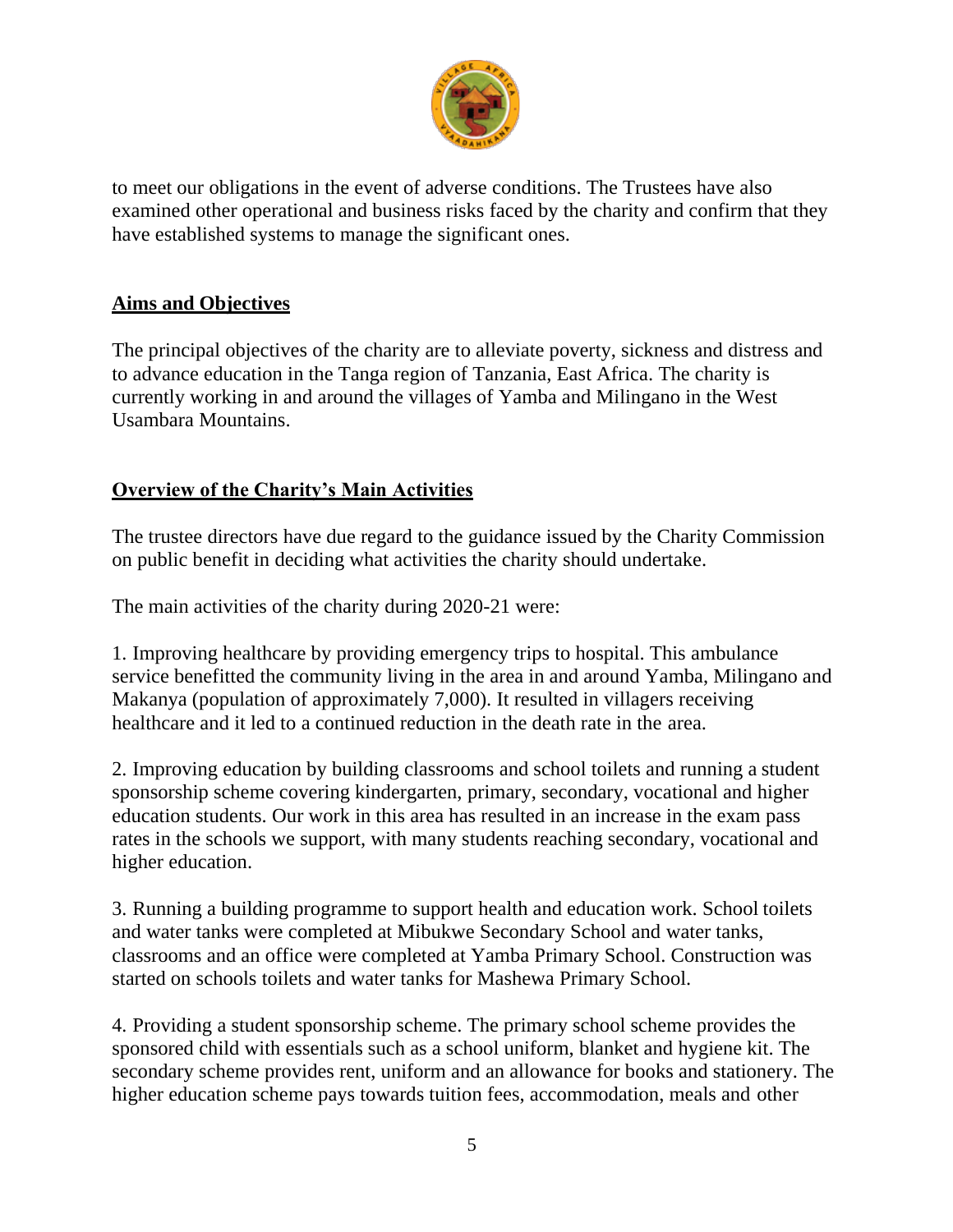to meet our obligations in the event of adverse conditions. The Trustees have also examined other operational and business risks faced by the charity and confirm that they have established systems to manage the significant ones.

## Aims and Objectives

The principal objectives of the charity are to alleviate poverty, sickness and distress and to advance education in the Tanga region of Tanzania, East Africa. The charity is currently working in and around the villages of Yamba and Milingano in the West Usambara Mountains.

## Overview of the Charity's Main Activities

The trustee directors have due regard to the guidance issued by the Charity Commission on public benefit in deciding what activities the charity should undertake.

The main activities of the charity during 2020-21 were:

1. Improving healthcare by providing emergency trips to hospital. This ambulance service benefitted the community living in the area in and around Yamba, Milingano and Makanya (population of approximately 7,000). It resulted in villagers receiving healthcare and it led to a continued reduction in the death rate in the area.

2. Improving education by building classrooms and school toilets and running a student sponsorship scheme covering kindergarten, primary, secondary, vocational and higher education students. Our work in this area has resulted in an increase in the exam pass rates in the schools we support, with many students reaching secondary, vocational and higher education.

3. Running a building programme to support health and education work. School toilets and water tanks were completed at Mibukwe Secondary School and water tanks, classrooms and an office were completed at Yamba Primary School. Construction was started on schools toilets and water tanks for Mashewa Primary School.

4. Providing a student sponsorship scheme. The primary school scheme provides the sponsored child with essentials such as a school uniform, blanket and hygiene kit. The secondary scheme provides rent, uniform and an allowance for books and stationery. The higher education scheme pays towards tuition fees, accommodation, meals and other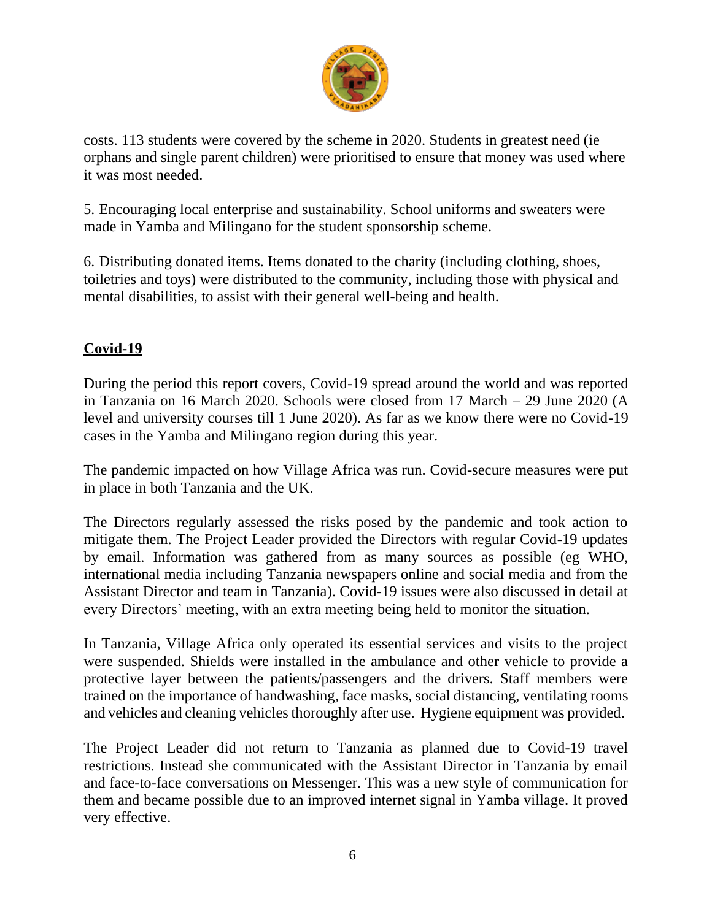costs. 113 students were covered by the scheme in 2020. Students in greatest need (ie orphans and single parent children) were prioritised to ensure that money was used where it was most needed.

5. Encouraging local enterprise and sustainability. School uniforms and sweaters were made in Yamba and Milingano for the student sponsorship scheme.

6. Distributing donated items. Items donated to the charity (including clothing, shoes, toiletries and toys) were distributed to the community, including those with physical and mental disabilities, to assist with their general well-being and health.

## **Covid-19**

During the period this report covers, Covid-19 spread around the world and was reported in Tanzania on 16 March 2020. Schools were closed from 17 March – 29 June 2020 (A level and university courses till 1 June 2020). As far as we know there were no Covid-19 cases in the Yamba and Milingano region during this year.

The pandemic impacted on how Village Africa was run. Covid-secure measures were put in place in both Tanzania and the UK.

The Directors regularly assessed the risks posed by the pandemic and took action to mitigate them. The Project Leader provided the Directors with regular Covid-19 updates by email. Information was gathered from as many sources as possible (eg WHO, international media including Tanzania newspapers online and social media and from the Assistant Director and team in Tanzania). Covid-19 issues were also discussed in detail at every Directors' meeting, with an extra meeting being held to monitor the situation.

In Tanzania, Village Africa only operated its essential services and visits to the project were suspended. Shields were installed in the ambulance and other vehicle to provide a protective layer between the patients/passengers and the drivers. Staff members were trained on the importance of handwashing, face masks, social distancing, ventilating rooms and vehicles and cleaning vehicles thoroughly after use. Hygiene equipment was provided.

The Project Leader did not return to Tanzania as planned due to Covid-19 travel restrictions. Instead she communicated with the Assistant Director in Tanzania by email and face-to-face conversations on Messenger. This was a new style of communication for them and became possible due to an improved internet signal in Yamba village. It proved very effective.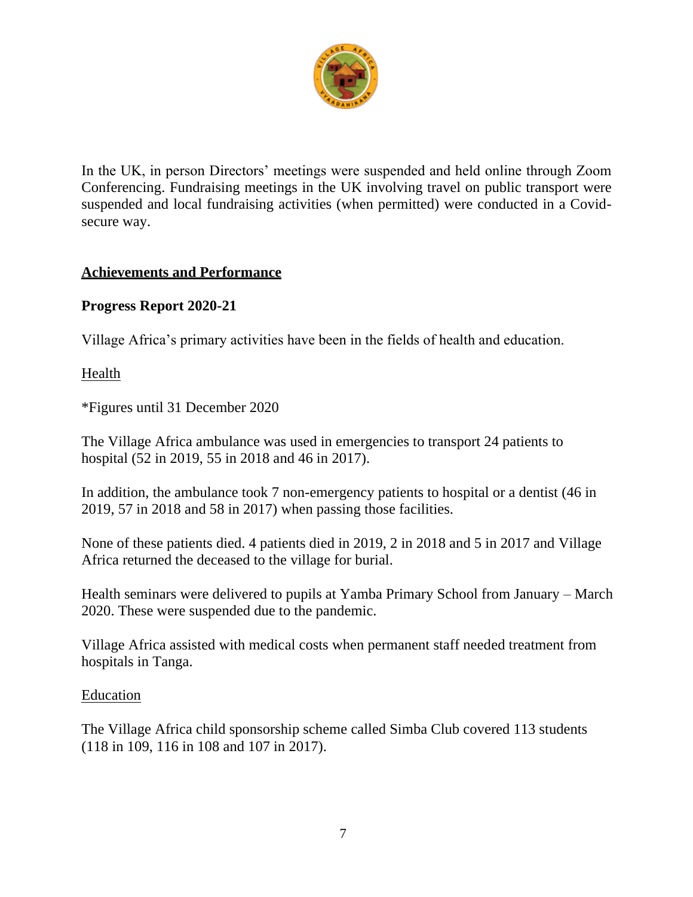In the UK, in person Directors' meetings were suspended and held online through Zoom Conferencing. Fundraising meetings in the UK involving travel on public transport were suspended and local fundraising activities (when permitted) were conducted in a Covid-secure way.

## Achievements and Performance

### Progress Report 2020-21

Village Africa's primary activities have been in the fields of health and education.

Health

*Figures until 31 December 2020

The Village Africa ambulance was used in emergencies to transport 24 patients to hospital (52 in 2019, 55 in 2018 and 46 in 2017).

In addition, the ambulance took 7 non-emergency patients to hospital or a dentist (46 in 2019, 57 in 2018 and 58 in 2017) when passing those facilities.

None of these patients died. 4 patients died in 2019, 2 in 2018 and 5 in 2017 and Village Africa returned the deceased to the village for burial.

Health seminars were delivered to pupils at Yamba Primary School from January – March 2020. These were suspended due to the pandemic.

Village Africa assisted with medical costs when permanent staff needed treatment from hospitals in Tanga.

Education

The Village Africa child sponsorship scheme called Simba Club covered 113 students (118 in 109, 116 in 108 and 107 in 2017).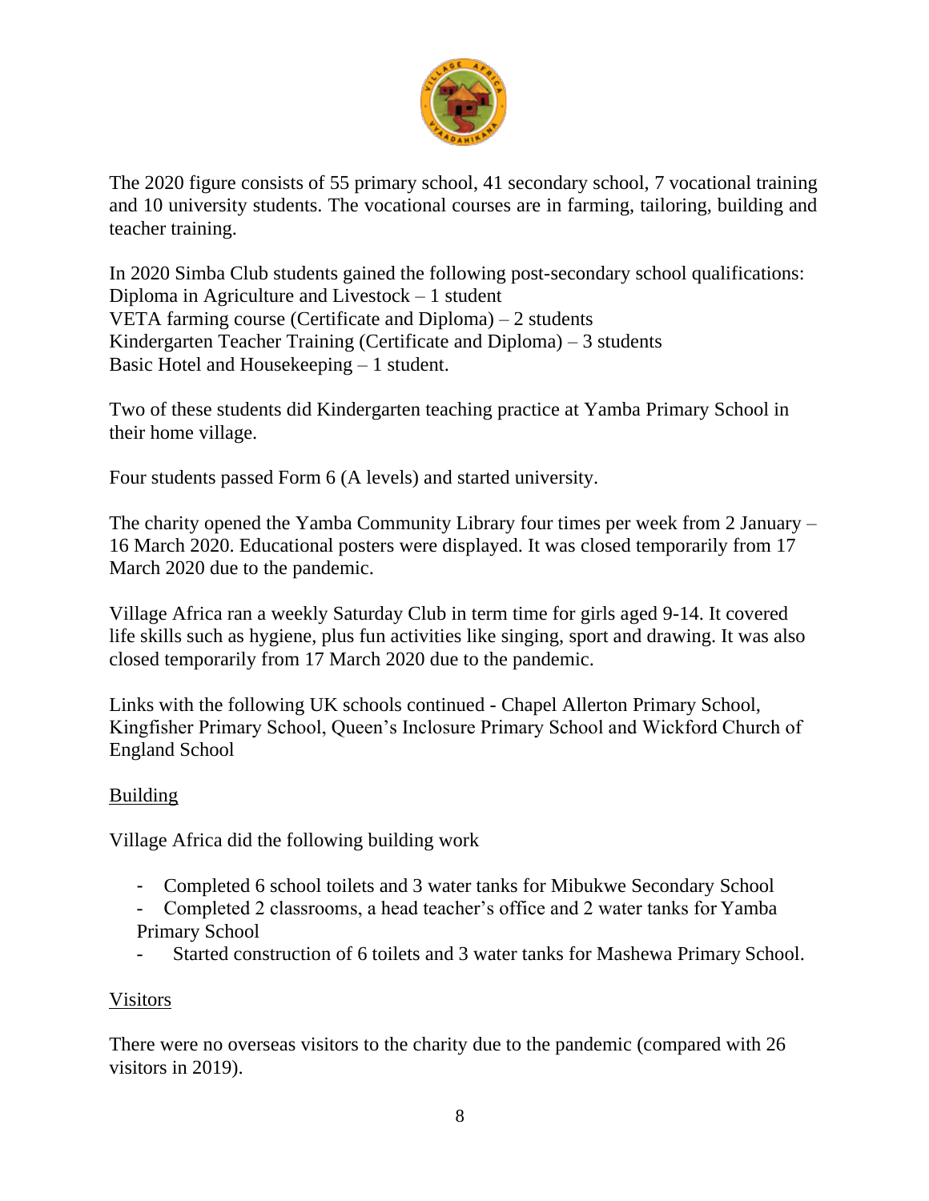The 2020 figure consists of 55 primary school, 41 secondary school, 7 vocational training and 10 university students. The vocational courses are in farming, tailoring, building and teacher training.

In 2020 Simba Club students gained the following post-secondary school qualifications:
Diploma in Agriculture and Livestock – 1 student
VETA farming course (Certificate and Diploma) – 2 students
Kindergarten Teacher Training (Certificate and Diploma) – 3 students
Basic Hotel and Housekeeping – 1 student.

Two of these students did Kindergarten teaching practice at Yamba Primary School in their home village.

Four students passed Form 6 (A levels) and started university.

The charity opened the Yamba Community Library four times per week from 2 January – 16 March 2020. Educational posters were displayed. It was closed temporarily from 17 March 2020 due to the pandemic.

Village Africa ran a weekly Saturday Club in term time for girls aged 9-14. It covered life skills such as hygiene, plus fun activities like singing, sport and drawing. It was also closed temporarily from 17 March 2020 due to the pandemic.

Links with the following UK schools continued - Chapel Allerton Primary School, Kingfisher Primary School, Queen's Inclosure Primary School and Wickford Church of England School

## Building

Village Africa did the following building work

- Completed 6 school toilets and 3 water tanks for Mibukwe Secondary School
- Completed 2 classrooms, a head teacher's office and 2 water tanks for Yamba Primary School
- Started construction of 6 toilets and 3 water tanks for Mashewa Primary School.

## Visitors

There were no overseas visitors to the charity due to the pandemic (compared with 26 visitors in 2019).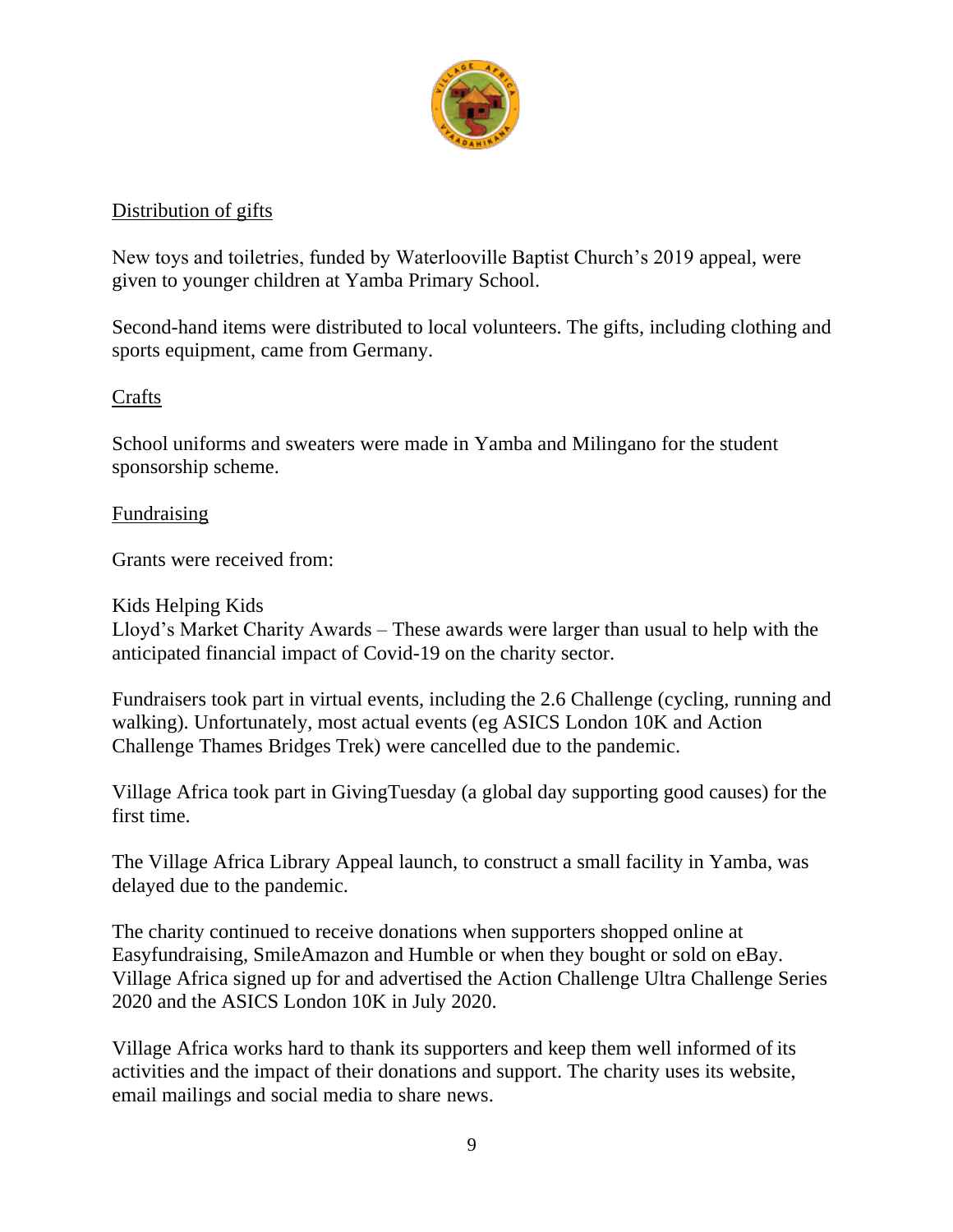Distribution of gifts

New toys and toiletries, funded by Waterlooville Baptist Church's 2019 appeal, were given to younger children at Yamba Primary School.

Second-hand items were distributed to local volunteers. The gifts, including clothing and sports equipment, came from Germany.

Crafts

School uniforms and sweaters were made in Yamba and Milingano for the student sponsorship scheme.

Fundraising

Grants were received from:

Kids Helping Kids
Lloyd's Market Charity Awards – These awards were larger than usual to help with the anticipated financial impact of Covid-19 on the charity sector.

Fundraisers took part in virtual events, including the 2.6 Challenge (cycling, running and walking). Unfortunately, most actual events (eg ASICS London 10K and Action Challenge Thames Bridges Trek) were cancelled due to the pandemic.

Village Africa took part in GivingTuesday (a global day supporting good causes) for the first time.

The Village Africa Library Appeal launch, to construct a small facility in Yamba, was delayed due to the pandemic.

The charity continued to receive donations when supporters shopped online at Easyfundraising, SmileAmazon and Humble or when they bought or sold on eBay. Village Africa signed up for and advertised the Action Challenge Ultra Challenge Series 2020 and the ASICS London 10K in July 2020.

Village Africa works hard to thank its supporters and keep them well informed of its activities and the impact of their donations and support. The charity uses its website, email mailings and social media to share news.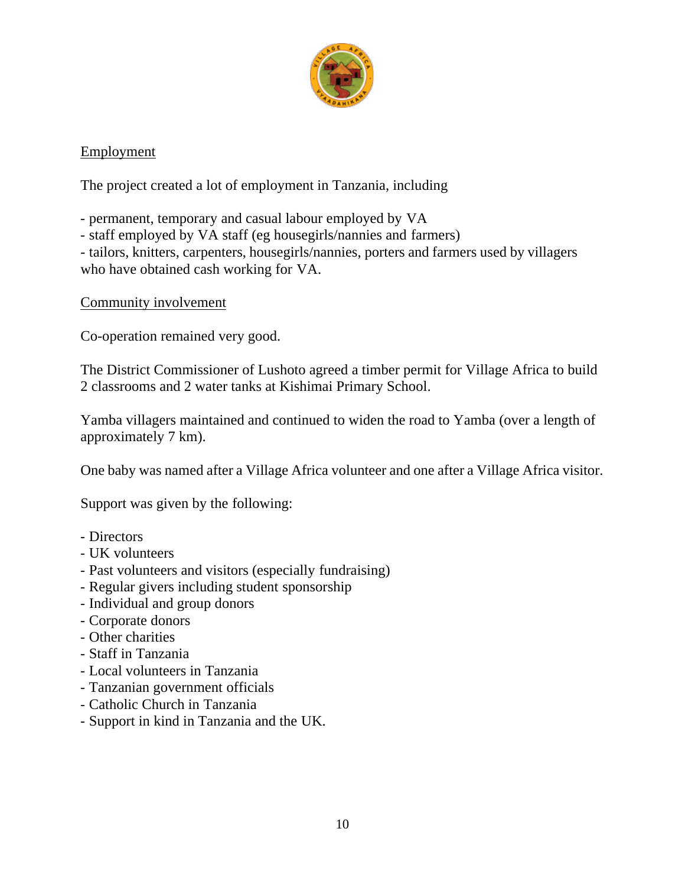Employment

The project created a lot of employment in Tanzania, including

- permanent, temporary and casual labour employed by VA
- staff employed by VA staff (eg housegirls/nannies and farmers)
- tailors, knitters, carpenters, housegirls/nannies, porters and farmers used by villagers who have obtained cash working for VA.

Community involvement

Co-operation remained very good.

The District Commissioner of Lushoto agreed a timber permit for Village Africa to build 2 classrooms and 2 water tanks at Kishimai Primary School.

Yamba villagers maintained and continued to widen the road to Yamba (over a length of approximately 7 km).

One baby was named after a Village Africa volunteer and one after a Village Africa visitor.

Support was given by the following:

- Directors
- UK volunteers
- Past volunteers and visitors (especially fundraising)
- Regular givers including student sponsorship
- Individual and group donors
- Corporate donors
- Other charities
- Staff in Tanzania
- Local volunteers in Tanzania
- Tanzanian government officials
- Catholic Church in Tanzania
- Support in kind in Tanzania and the UK.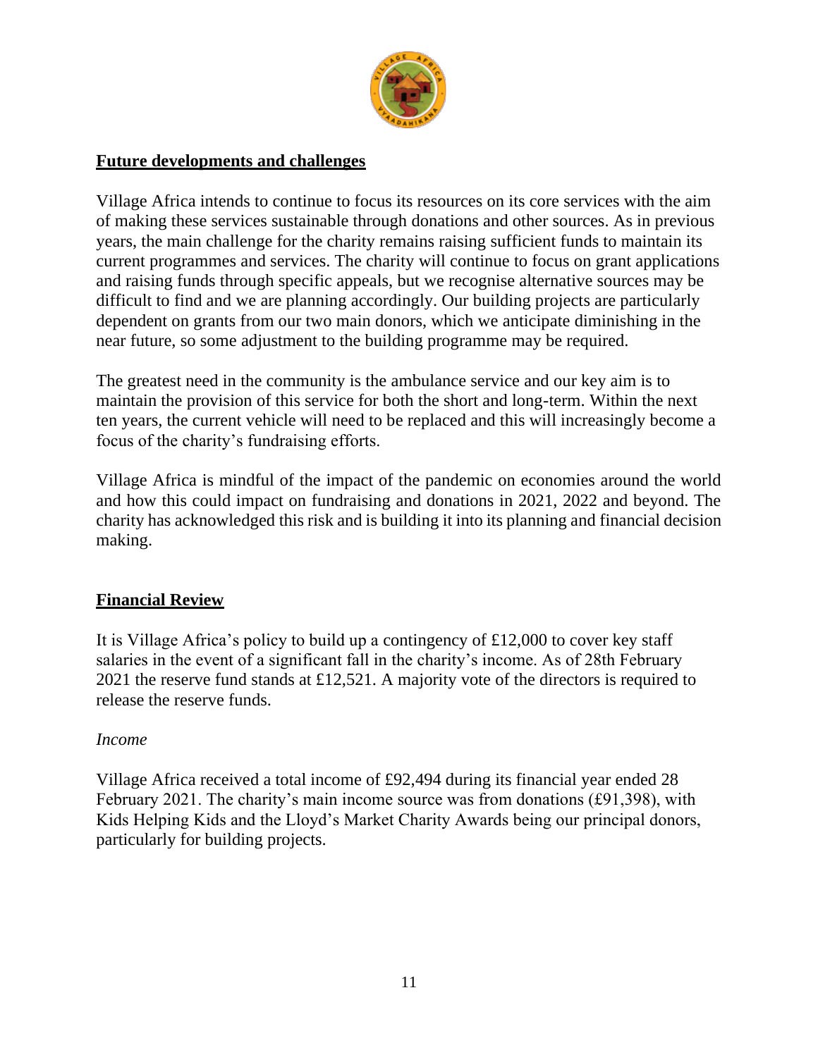## Future developments and challenges

Village Africa intends to continue to focus its resources on its core services with the aim of making these services sustainable through donations and other sources. As in previous years, the main challenge for the charity remains raising sufficient funds to maintain its current programmes and services. The charity will continue to focus on grant applications and raising funds through specific appeals, but we recognise alternative sources may be difficult to find and we are planning accordingly. Our building projects are particularly dependent on grants from our two main donors, which we anticipate diminishing in the near future, so some adjustment to the building programme may be required.

The greatest need in the community is the ambulance service and our key aim is to maintain the provision of this service for both the short and long-term. Within the next ten years, the current vehicle will need to be replaced and this will increasingly become a focus of the charity's fundraising efforts.

Village Africa is mindful of the impact of the pandemic on economies around the world and how this could impact on fundraising and donations in 2021, 2022 and beyond. The charity has acknowledged this risk and is building it into its planning and financial decision making.

## Financial Review

It is Village Africa's policy to build up a contingency of £12,000 to cover key staff salaries in the event of a significant fall in the charity's income. As of 28th February 2021 the reserve fund stands at £12,521. A majority vote of the directors is required to release the reserve funds.

*Income*

Village Africa received a total income of £92,494 during its financial year ended 28 February 2021. The charity's main income source was from donations (£91,398), with Kids Helping Kids and the Lloyd's Market Charity Awards being our principal donors, particularly for building projects.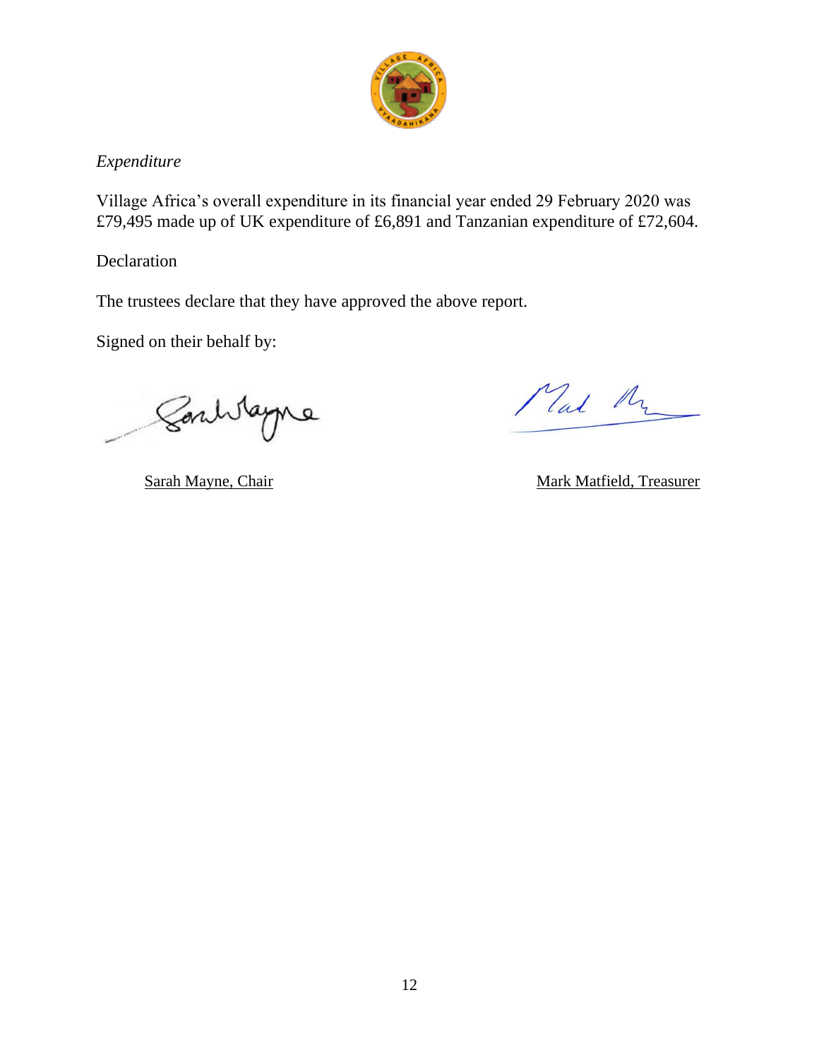*Expenditure*

Village Africa's overall expenditure in its financial year ended 29 February 2020 was £79,495 made up of UK expenditure of £6,891 and Tanzanian expenditure of £72,604.

Declaration

The trustees declare that they have approved the above report.

Signed on their behalf by:

Sarah Mayne, Chair

Mark Matfield, Treasurer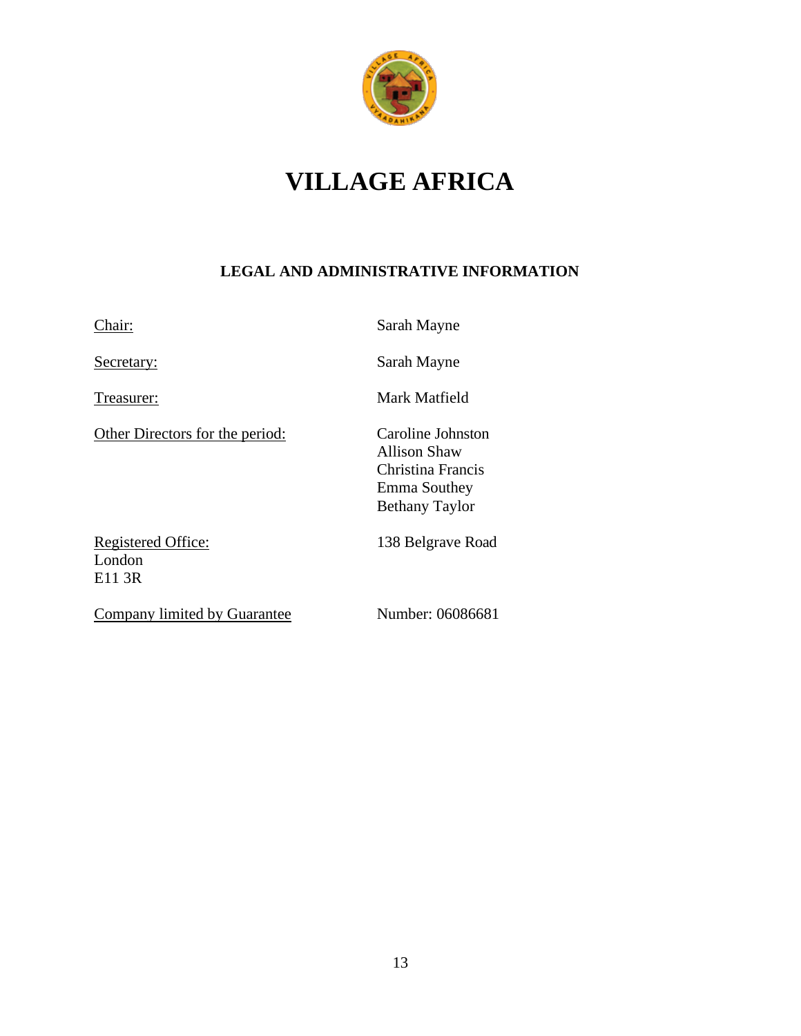# VILLAGE AFRICA

## LEGAL AND ADMINISTRATIVE INFORMATION

| | |
|---|---|
| Chair: | Sarah Mayne |
| Secretary: | Sarah Mayne |
| Treasurer: | Mark Matfield |
| Other Directors for the period: | Caroline Johnston<br>Allison Shaw<br>Christina Francis<br>Emma Southey<br>Bethany Taylor |
| Registered Office:<br>London<br>E11 3R | 138 Belgrave Road |
| Company limited by Guarantee | Number: 06086681 |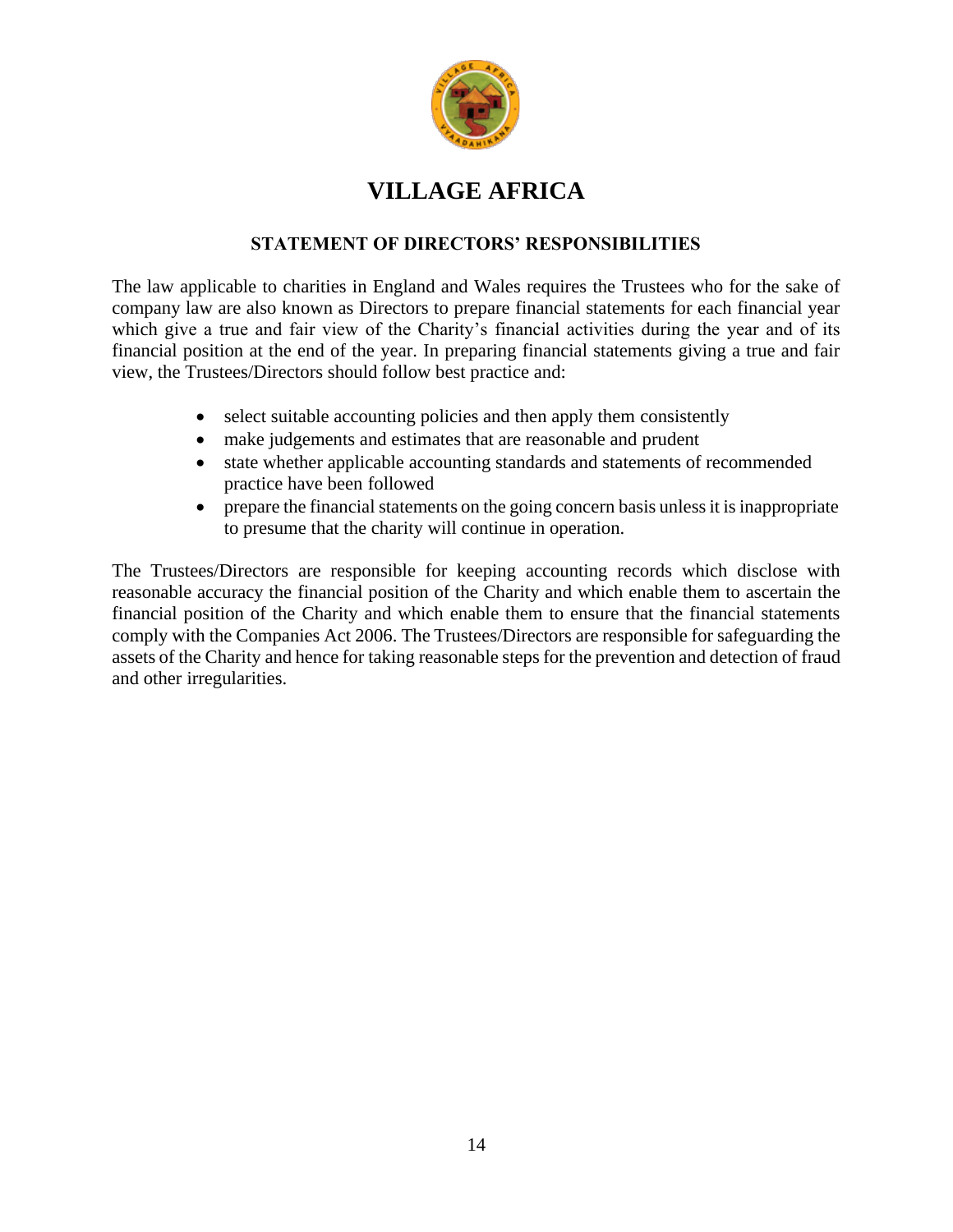# VILLAGE AFRICA

### STATEMENT OF DIRECTORS' RESPONSIBILITIES

The law applicable to charities in England and Wales requires the Trustees who for the sake of company law are also known as Directors to prepare financial statements for each financial year which give a true and fair view of the Charity's financial activities during the year and of its financial position at the end of the year. In preparing financial statements giving a true and fair view, the Trustees/Directors should follow best practice and:

- select suitable accounting policies and then apply them consistently
- make judgements and estimates that are reasonable and prudent
- state whether applicable accounting standards and statements of recommended practice have been followed
- prepare the financial statements on the going concern basis unless it is inappropriate to presume that the charity will continue in operation.

The Trustees/Directors are responsible for keeping accounting records which disclose with reasonable accuracy the financial position of the Charity and which enable them to ascertain the financial position of the Charity and which enable them to ensure that the financial statements comply with the Companies Act 2006. The Trustees/Directors are responsible for safeguarding the assets of the Charity and hence for taking reasonable steps for the prevention and detection of fraud and other irregularities.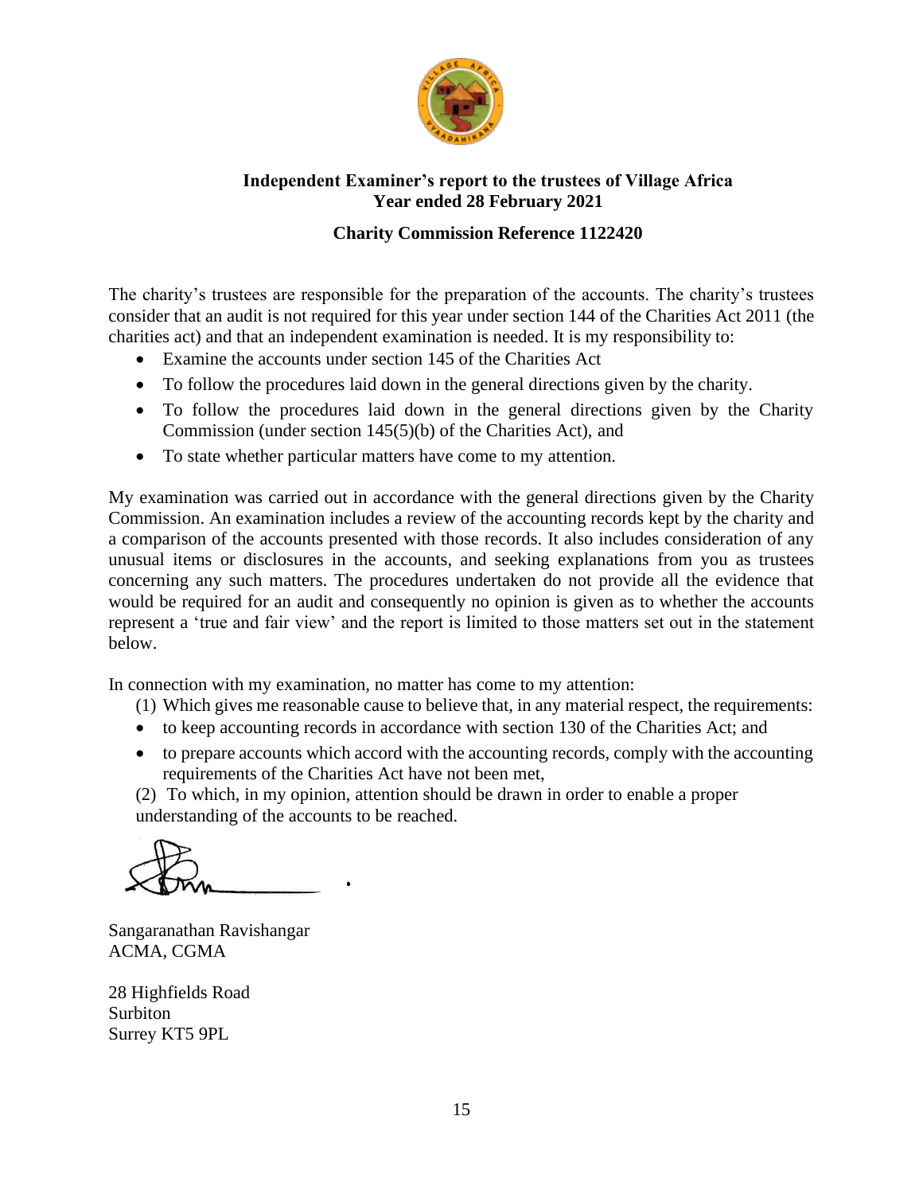**Independent Examiner's report to the trustees of Village Africa**
**Year ended 28 February 2021**

**Charity Commission Reference 1122420**

The charity's trustees are responsible for the preparation of the accounts. The charity's trustees consider that an audit is not required for this year under section 144 of the Charities Act 2011 (the charities act) and that an independent examination is needed. It is my responsibility to:

- Examine the accounts under section 145 of the Charities Act
- To follow the procedures laid down in the general directions given by the charity.
- To follow the procedures laid down in the general directions given by the Charity Commission (under section 145(5)(b) of the Charities Act), and
- To state whether particular matters have come to my attention.

My examination was carried out in accordance with the general directions given by the Charity Commission. An examination includes a review of the accounting records kept by the charity and a comparison of the accounts presented with those records. It also includes consideration of any unusual items or disclosures in the accounts, and seeking explanations from you as trustees concerning any such matters. The procedures undertaken do not provide all the evidence that would be required for an audit and consequently no opinion is given as to whether the accounts represent a 'true and fair view' and the report is limited to those matters set out in the statement below.

In connection with my examination, no matter has come to my attention:

(1) Which gives me reasonable cause to believe that, in any material respect, the requirements:

- to keep accounting records in accordance with section 130 of the Charities Act; and
- to prepare accounts which accord with the accounting records, comply with the accounting requirements of the Charities Act have not been met,

(2) To which, in my opinion, attention should be drawn in order to enable a proper understanding of the accounts to be reached.

Sangaranathan Ravishangar
ACMA, CGMA

28 Highfields Road
Surbiton
Surrey KT5 9PL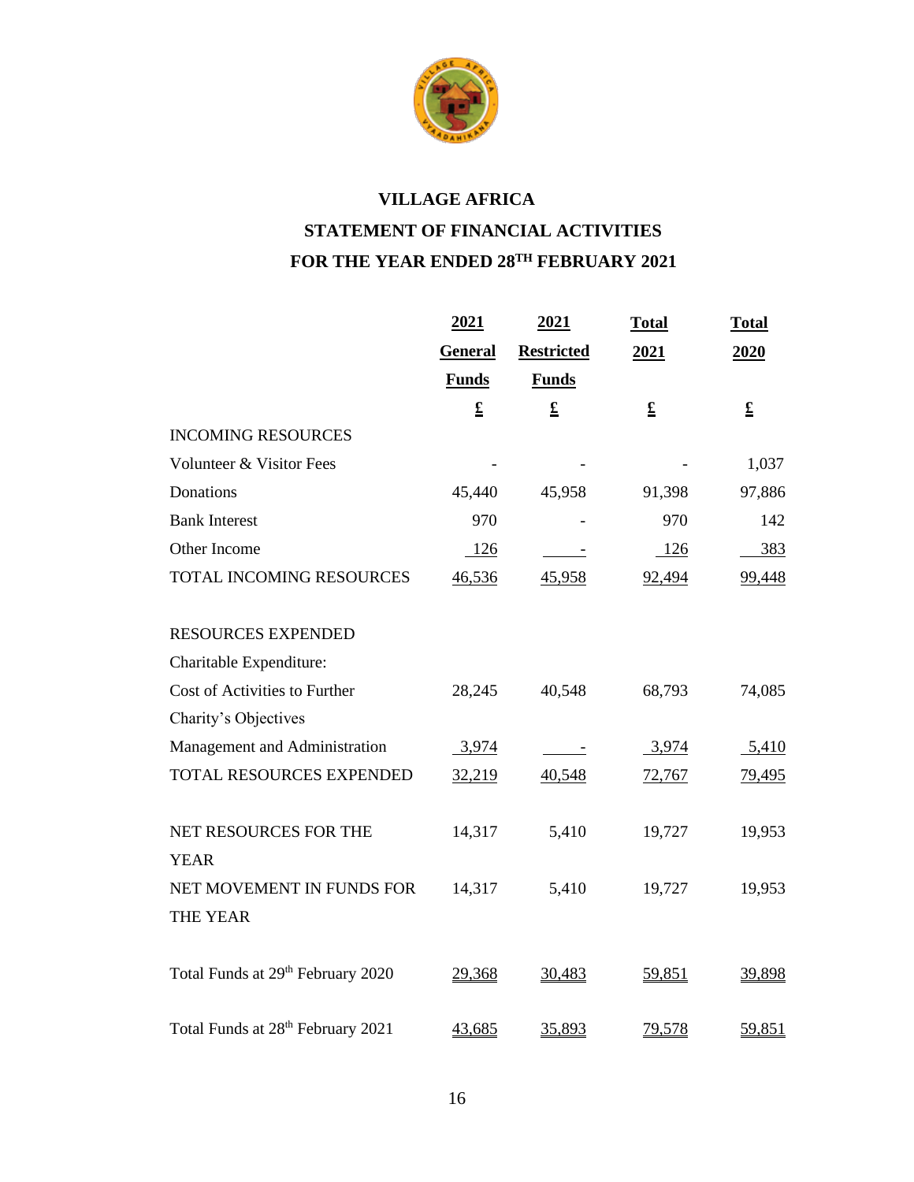# VILLAGE AFRICA

## STATEMENT OF FINANCIAL ACTIVITIES

## FOR THE YEAR ENDED 28TH FEBRUARY 2021

| | 2021 General Funds | 2021 Restricted Funds | Total 2021 | Total 2020 |
|---|---|---|---|---|
| | £ | £ | £ | £ |
| INCOMING RESOURCES | | | | |
| Volunteer & Visitor Fees | - | - | - | 1,037 |
| Donations | 45,440 | 45,958 | 91,398 | 97,886 |
| Bank Interest | 970 | - | 970 | 142 |
| Other Income | 126 | - | 126 | 383 |
| TOTAL INCOMING RESOURCES | 46,536 | 45,958 | 92,494 | 99,448 |
| | | | | |
| RESOURCES EXPENDED | | | | |
| Charitable Expenditure: | | | | |
| Cost of Activities to Further Charity's Objectives | 28,245 | 40,548 | 68,793 | 74,085 |
| Management and Administration | 3,974 | - | 3,974 | 5,410 |
| TOTAL RESOURCES EXPENDED | 32,219 | 40,548 | 72,767 | 79,495 |
| | | | | |
| NET RESOURCES FOR THE YEAR | 14,317 | 5,410 | 19,727 | 19,953 |
| NET MOVEMENT IN FUNDS FOR THE YEAR | 14,317 | 5,410 | 19,727 | 19,953 |
| | | | | |
| Total Funds at 29th February 2020 | 29,368 | 30,483 | 59,851 | 39,898 |
| | | | | |
| Total Funds at 28th February 2021 | 43,685 | 35,893 | 79,578 | 59,851 |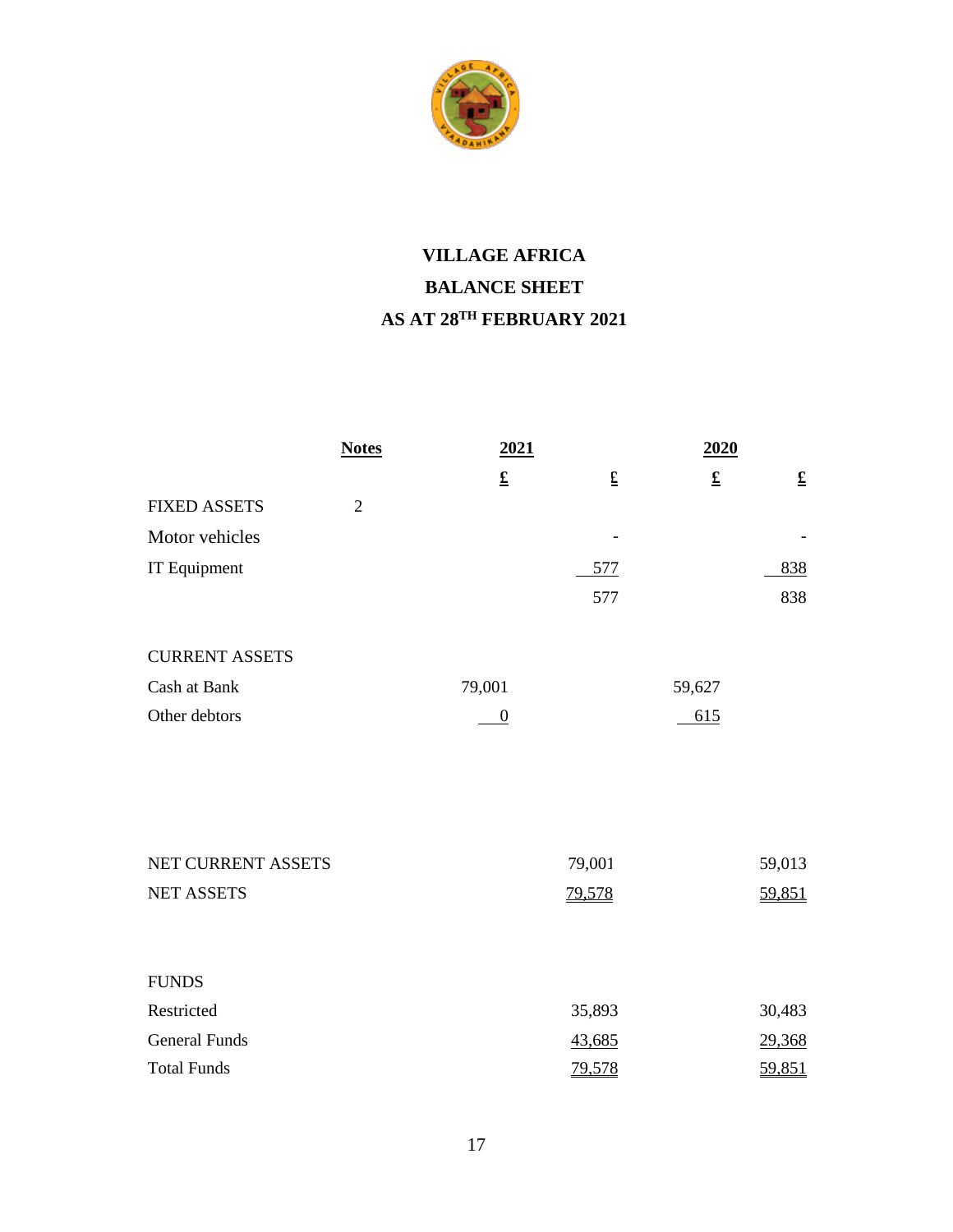# VILLAGE AFRICA

## BALANCE SHEET

## AS AT 28TH FEBRUARY 2021

| | Notes | 2021 | | 2020 | |
|---|---|---|---|---|---|
| | | £ | £ | £ | £ |
| FIXED ASSETS | 2 | | | | |
| Motor vehicles | | | - | | - |
| IT Equipment | | | 577 | | 838 |
| | | | 577 | | 838 |
| CURRENT ASSETS | | | | | |
| Cash at Bank | | 79,001 | | 59,627 | |
| Other debtors | | 0 | | 615 | |
| NET CURRENT ASSETS | | | 79,001 | | 59,013 |
| NET ASSETS | | | 79,578 | | 59,851 |
| FUNDS | | | | | |
| Restricted | | | 35,893 | | 30,483 |
| General Funds | | | 43,685 | | 29,368 |
| Total Funds | | | 79,578 | | 59,851 |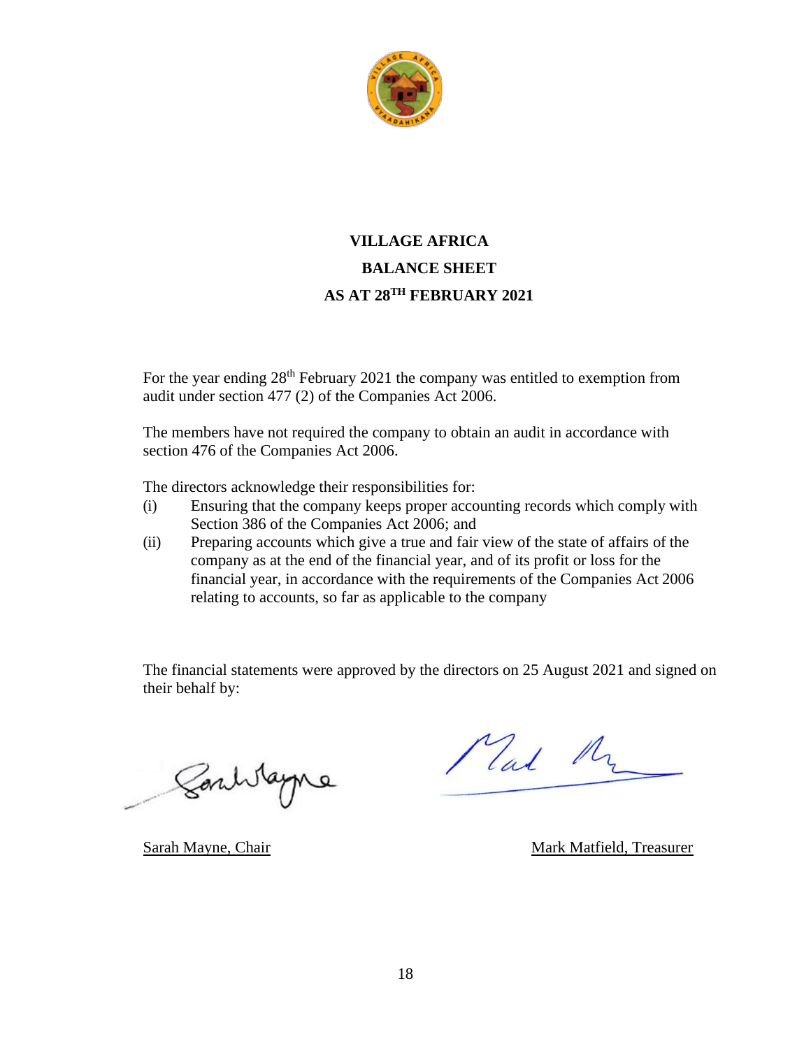# VILLAGE AFRICA

## BALANCE SHEET

## AS AT 28TH FEBRUARY 2021

For the year ending 28th February 2021 the company was entitled to exemption from audit under section 477 (2) of the Companies Act 2006.

The members have not required the company to obtain an audit in accordance with section 476 of the Companies Act 2006.

The directors acknowledge their responsibilities for:

(i) Ensuring that the company keeps proper accounting records which comply with Section 386 of the Companies Act 2006; and

(ii) Preparing accounts which give a true and fair view of the state of affairs of the company as at the end of the financial year, and of its profit or loss for the financial year, in accordance with the requirements of the Companies Act 2006 relating to accounts, so far as applicable to the company

The financial statements were approved by the directors on 25 August 2021 and signed on their behalf by:

Sarah Mayne, Chair

Mark Matfield, Treasurer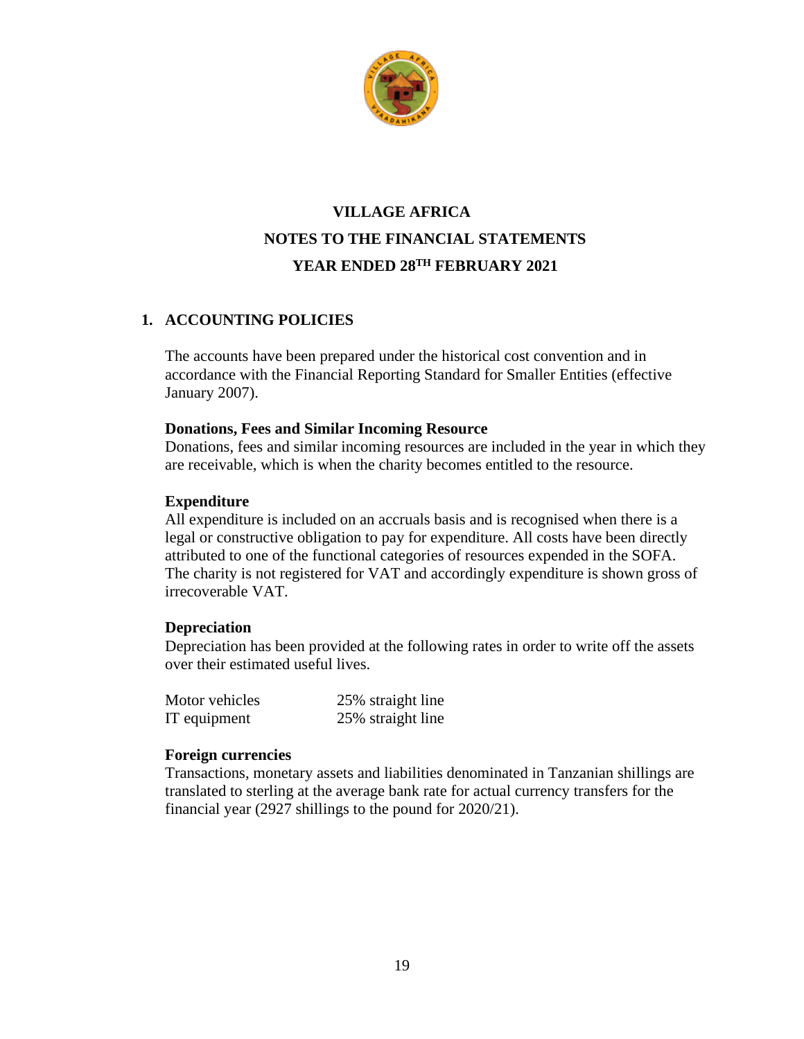# VILLAGE AFRICA

## NOTES TO THE FINANCIAL STATEMENTS

## YEAR ENDED 28TH FEBRUARY 2021

### 1. ACCOUNTING POLICIES

The accounts have been prepared under the historical cost convention and in accordance with the Financial Reporting Standard for Smaller Entities (effective January 2007).

**Donations, Fees and Similar Incoming Resource**
Donations, fees and similar incoming resources are included in the year in which they are receivable, which is when the charity becomes entitled to the resource.

**Expenditure**
All expenditure is included on an accruals basis and is recognised when there is a legal or constructive obligation to pay for expenditure. All costs have been directly attributed to one of the functional categories of resources expended in the SOFA. The charity is not registered for VAT and accordingly expenditure is shown gross of irrecoverable VAT.

**Depreciation**
Depreciation has been provided at the following rates in order to write off the assets over their estimated useful lives.

| | |
|---|---|
| Motor vehicles | 25% straight line |
| IT equipment | 25% straight line |

**Foreign currencies**
Transactions, monetary assets and liabilities denominated in Tanzanian shillings are translated to sterling at the average bank rate for actual currency transfers for the financial year (2927 shillings to the pound for 2020/21).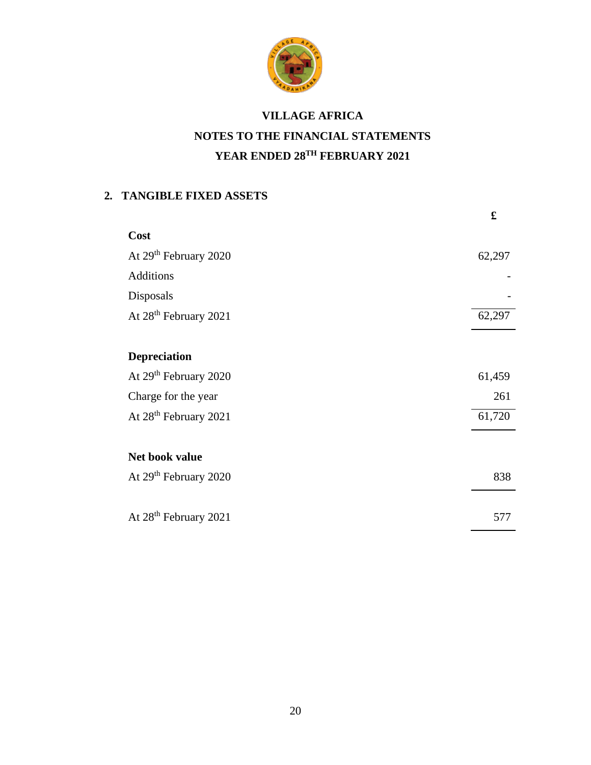# VILLAGE AFRICA

## NOTES TO THE FINANCIAL STATEMENTS

## YEAR ENDED 28TH FEBRUARY 2021

### 2. TANGIBLE FIXED ASSETS

| | £ |
|---|---|
| **Cost** | |
| At 29th February 2020 | 62,297 |
| Additions | - |
| Disposals | - |
| At 28th February 2021 | 62,297 |
| | |
| **Depreciation** | |
| At 29th February 2020 | 61,459 |
| Charge for the year | 261 |
| At 28th February 2021 | 61,720 |
| | |
| **Net book value** | |
| At 29th February 2020 | 838 |
| At 28th February 2021 | 577 |